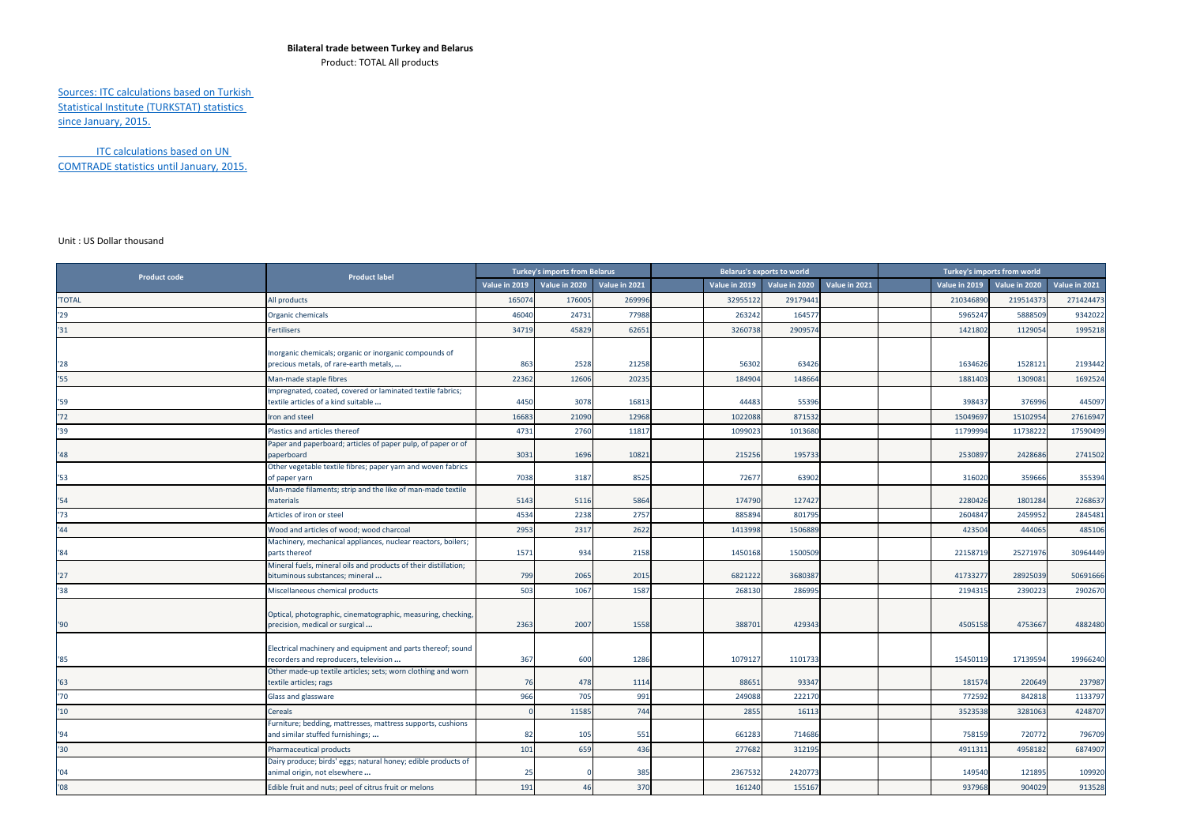**Bilateral trade between Turkey and Belarus**

Product: TOTAL All products

Sources: ITC calculations based on Turkish Statistical Institute (TURKSTAT) statistics since January, 2015.

ITC calculations based on UN COMTRADE statistics until January, 2015.

Unit : US Dollar thousand

| Product code | Product label | Turkey's imports from Belarus | | | Belarus's exports to world | | | Turkey's imports from world | | |
|---|---|---|---|---|---|---|---|---|---|---|
| | | Value in 2019 | Value in 2020 | Value in 2021 | Value in 2019 | Value in 2020 | Value in 2021 | Value in 2019 | Value in 2020 | Value in 2021 |
| 'TOTAL | All products | 165074 | 176005 | 269996 | 32955122 | 29179441 | | 210346890 | 219514373 | 271424473 |
| '29 | Organic chemicals | 46040 | 24731 | 77988 | 263242 | 164577 | | 5965247 | 5888509 | 9342022 |
| '31 | Fertilisers | 34719 | 45829 | 62651 | 3260738 | 2909574 | | 1421802 | 1129054 | 1995218 |
| '28 | Inorganic chemicals; organic or inorganic compounds of precious metals, of rare-earth metals, ... | 863 | 2528 | 21258 | 56302 | 63426 | | 1634626 | 1528121 | 2193442 |
| '55 | Man-made staple fibres | 22362 | 12606 | 20235 | 184904 | 148664 | | 1881403 | 1309081 | 1692524 |
| '59 | Impregnated, coated, covered or laminated textile fabrics; textile articles of a kind suitable ... | 4450 | 3078 | 16813 | 44483 | 55396 | | 398437 | 376996 | 445097 |
| '72 | Iron and steel | 16683 | 21090 | 12968 | 1022088 | 871532 | | 15049697 | 15102954 | 27616947 |
| '39 | Plastics and articles thereof | 4731 | 2760 | 11817 | 1099023 | 1013680 | | 11799994 | 11738222 | 17590499 |
| '48 | Paper and paperboard; articles of paper pulp, of paper or of paperboard | 3031 | 1696 | 10821 | 215256 | 195733 | | 2530897 | 2428686 | 2741502 |
| '53 | Other vegetable textile fibres; paper yarn and woven fabrics of paper yarn | 7038 | 3187 | 8525 | 72677 | 63902 | | 316020 | 359666 | 355394 |
| '54 | Man-made filaments; strip and the like of man-made textile materials | 5143 | 5116 | 5864 | 174790 | 127427 | | 2280426 | 1801284 | 2268637 |
| '73 | Articles of iron or steel | 4534 | 2238 | 2757 | 885894 | 801795 | | 2604847 | 2459952 | 2845481 |
| '44 | Wood and articles of wood; wood charcoal | 2953 | 2317 | 2622 | 1413998 | 1506889 | | 423504 | 444065 | 485106 |
| '84 | Machinery, mechanical appliances, nuclear reactors, boilers; parts thereof | 1571 | 934 | 2158 | 1450168 | 1500509 | | 22158719 | 25271976 | 30964449 |
| '27 | Mineral fuels, mineral oils and products of their distillation; bituminous substances; mineral ... | 799 | 2065 | 2015 | 6821222 | 3680387 | | 41733277 | 28925039 | 50691666 |
| '38 | Miscellaneous chemical products | 503 | 1067 | 1587 | 268130 | 286995 | | 2194315 | 2390223 | 2902670 |
| '90 | Optical, photographic, cinematographic, measuring, checking, precision, medical or surgical ... | 2363 | 2007 | 1558 | 388701 | 429343 | | 4505158 | 4753667 | 4882480 |
| '85 | Electrical machinery and equipment and parts thereof; sound recorders and reproducers, television ... | 367 | 600 | 1286 | 1079127 | 1101733 | | 15450119 | 17139594 | 19966240 |
| '63 | Other made-up textile articles; sets; worn clothing and worn textile articles; rags | 76 | 478 | 1114 | 88651 | 93347 | | 181574 | 220649 | 237987 |
| '70 | Glass and glassware | 966 | 705 | 991 | 249088 | 222170 | | 772592 | 842818 | 1133797 |
| '10 | Cereals | 0 | 11585 | 744 | 2855 | 16113 | | 3523538 | 3281063 | 4248707 |
| '94 | Furniture; bedding, mattresses, mattress supports, cushions and similar stuffed furnishings; ... | 82 | 105 | 551 | 661283 | 714686 | | 758159 | 720772 | 796709 |
| '30 | Pharmaceutical products | 101 | 659 | 436 | 277682 | 312195 | | 4911311 | 4958182 | 6874907 |
| '04 | Dairy produce; birds' eggs; natural honey; edible products of animal origin, not elsewhere ... | 25 | 0 | 385 | 2367532 | 2420773 | | 149540 | 121895 | 109920 |
| '08 | Edible fruit and nuts; peel of citrus fruit or melons | 191 | 46 | 370 | 161240 | 155167 | | 937968 | 904029 | 913528 |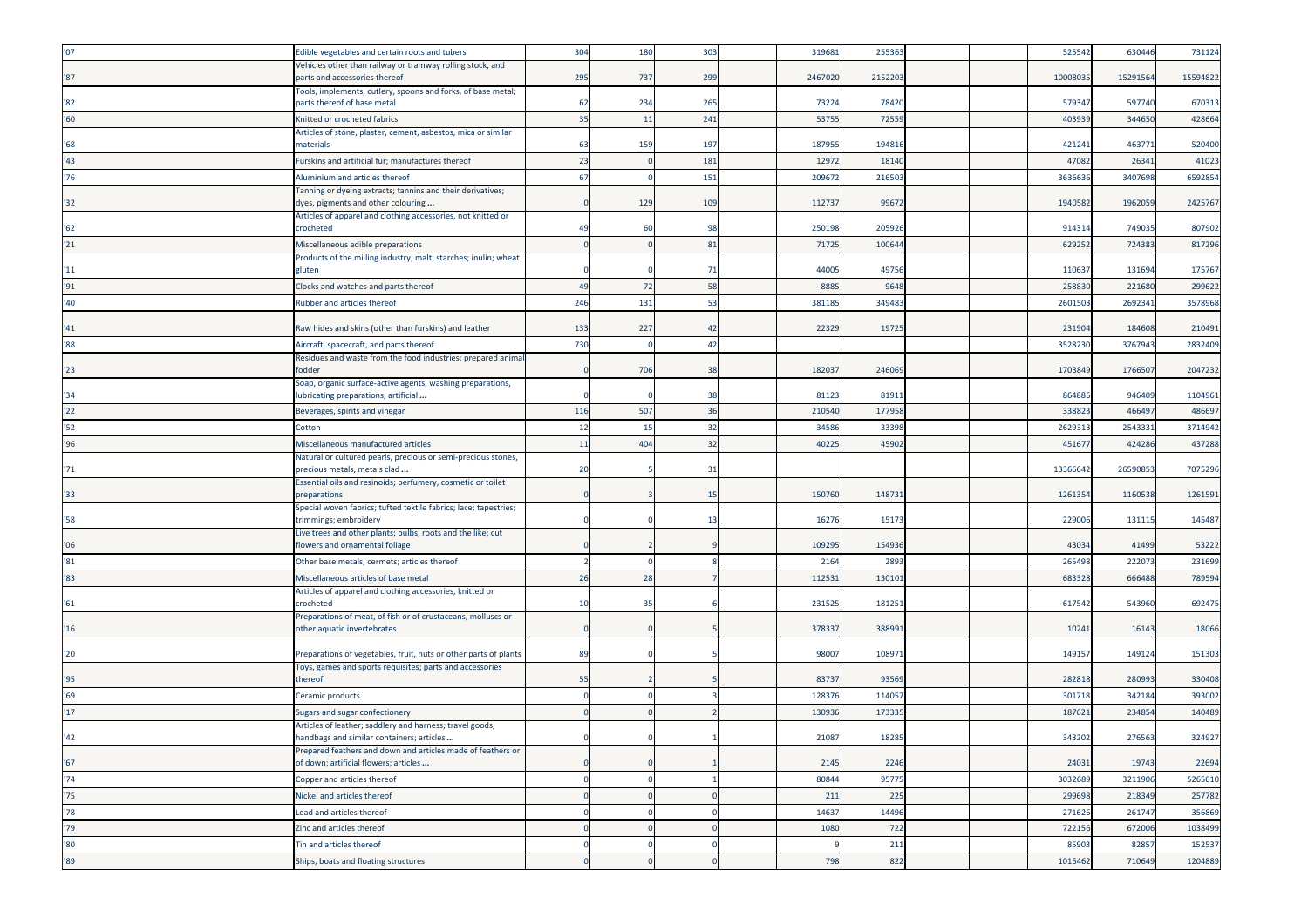| | | | | | | | | | | | | |
|---|---|---|---|---|---|---|---|---|---|---|---|---|
| '07 | Edible vegetables and certain roots and tubers | 304 | 180 | 303 | | 319681 | 255363 | | | 525542 | 630446 | 731124 |
| '87 | Vehicles other than railway or tramway rolling stock, and parts and accessories thereof | 295 | 737 | 299 | | 2467020 | 2152203 | | | 10008035 | 15291564 | 15594822 |
| '82 | Tools, implements, cutlery, spoons and forks, of base metal; parts thereof of base metal | 62 | 234 | 265 | | 73224 | 78420 | | | 579347 | 597740 | 670313 |
| '60 | Knitted or crocheted fabrics | 35 | 11 | 241 | | 53755 | 72559 | | | 403939 | 344650 | 428664 |
| '68 | Articles of stone, plaster, cement, asbestos, mica or similar materials | 63 | 159 | 197 | | 187955 | 194816 | | | 421241 | 463771 | 520400 |
| '43 | Furskins and artificial fur; manufactures thereof | 23 | 0 | 181 | | 12972 | 18140 | | | 47082 | 26341 | 41023 |
| '76 | Aluminium and articles thereof | 67 | 0 | 151 | | 209672 | 216503 | | | 3636636 | 3407698 | 6592854 |
| '32 | Tanning or dyeing extracts; tannins and their derivatives; dyes, pigments and other colouring ... | 0 | 129 | 109 | | 112737 | 99672 | | | 1940582 | 1962059 | 2425767 |
| '62 | Articles of apparel and clothing accessories, not knitted or crocheted | 49 | 60 | 98 | | 250198 | 205926 | | | 914314 | 749035 | 807902 |
| '21 | Miscellaneous edible preparations | 0 | 0 | 81 | | 71725 | 100644 | | | 629252 | 724383 | 817296 |
| '11 | Products of the milling industry; malt; starches; inulin; wheat gluten | 0 | 0 | 71 | | 44005 | 49756 | | | 110637 | 131694 | 175767 |
| '91 | Clocks and watches and parts thereof | 49 | 72 | 58 | | 8885 | 9648 | | | 258830 | 221680 | 299622 |
| '40 | Rubber and articles thereof | 246 | 131 | 53 | | 381185 | 349483 | | | 2601503 | 2692341 | 3578968 |
| '41 | Raw hides and skins (other than furskins) and leather | 133 | 227 | 42 | | 22329 | 19725 | | | 231904 | 184608 | 210491 |
| '88 | Aircraft, spacecraft, and parts thereof | 730 | 0 | 42 | | | | | | 3528230 | 3767943 | 2832409 |
| '23 | Residues and waste from the food industries; prepared animal fodder | 0 | 706 | 38 | | 182037 | 246069 | | | 1703849 | 1766507 | 2047232 |
| '34 | Soap, organic surface-active agents, washing preparations, lubricating preparations, artificial ... | 0 | 0 | 38 | | 81123 | 81911 | | | 864886 | 946409 | 1104961 |
| '22 | Beverages, spirits and vinegar | 116 | 507 | 36 | | 210540 | 177958 | | | 338823 | 466497 | 486697 |
| '52 | Cotton | 12 | 15 | 32 | | 34586 | 33398 | | | 2629313 | 2543331 | 3714942 |
| '96 | Miscellaneous manufactured articles | 11 | 404 | 32 | | 40225 | 45902 | | | 451677 | 424286 | 437288 |
| '71 | Natural or cultured pearls, precious or semi-precious stones, precious metals, metals clad ... | 20 | 5 | 31 | | | | | | 13366642 | 26590853 | 7075296 |
| '33 | Essential oils and resinoids; perfumery, cosmetic or toilet preparations | 0 | 3 | 15 | | 150760 | 148731 | | | 1261354 | 1160538 | 1261591 |
| '58 | Special woven fabrics; tufted textile fabrics; lace; tapestries; trimmings; embroidery | 0 | 0 | 13 | | 16276 | 15173 | | | 229006 | 131115 | 145487 |
| '06 | Live trees and other plants; bulbs, roots and the like; cut flowers and ornamental foliage | 0 | 2 | 9 | | 109295 | 154936 | | | 43034 | 41499 | 53222 |
| '81 | Other base metals; cermets; articles thereof | 2 | 0 | 8 | | 2164 | 2893 | | | 265498 | 222073 | 231699 |
| '83 | Miscellaneous articles of base metal | 26 | 28 | 7 | | 112531 | 130101 | | | 683328 | 666488 | 789594 |
| '61 | Articles of apparel and clothing accessories, knitted or crocheted | 10 | 35 | 6 | | 231525 | 181251 | | | 617542 | 543960 | 692475 |
| '16 | Preparations of meat, of fish or of crustaceans, molluscs or other aquatic invertebrates | 0 | 0 | 5 | | 378337 | 388991 | | | 10241 | 16143 | 18066 |
| '20 | Preparations of vegetables, fruit, nuts or other parts of plants | 89 | 0 | 5 | | 98007 | 108971 | | | 149157 | 149124 | 151303 |
| '95 | Toys, games and sports requisites; parts and accessories thereof | 55 | 2 | 5 | | 83737 | 93569 | | | 282818 | 280993 | 330408 |
| '69 | Ceramic products | 0 | 0 | 3 | | 128376 | 114057 | | | 301718 | 342184 | 393002 |
| '17 | Sugars and sugar confectionery | 0 | 0 | 2 | | 130936 | 173335 | | | 187621 | 234854 | 140489 |
| '42 | Articles of leather; saddlery and harness; travel goods, handbags and similar containers; articles ... | 0 | 0 | 1 | | 21087 | 18285 | | | 343202 | 276563 | 324927 |
| '67 | Prepared feathers and down and articles made of feathers or of down; artificial flowers; articles ... | 0 | 0 | 1 | | 2145 | 2246 | | | 24031 | 19743 | 22694 |
| '74 | Copper and articles thereof | 0 | 0 | 1 | | 80844 | 95775 | | | 3032689 | 3211906 | 5265610 |
| '75 | Nickel and articles thereof | 0 | 0 | 0 | | 211 | 225 | | | 299698 | 218349 | 257782 |
| '78 | Lead and articles thereof | 0 | 0 | 0 | | 14637 | 14496 | | | 271626 | 261747 | 356869 |
| '79 | Zinc and articles thereof | 0 | 0 | 0 | | 1080 | 722 | | | 722156 | 672006 | 1038499 |
| '80 | Tin and articles thereof | 0 | 0 | 0 | | 9 | 211 | | | 85903 | 82857 | 152537 |
| '89 | Ships, boats and floating structures | 0 | 0 | 0 | | 798 | 822 | | | 1015462 | 710649 | 1204889 |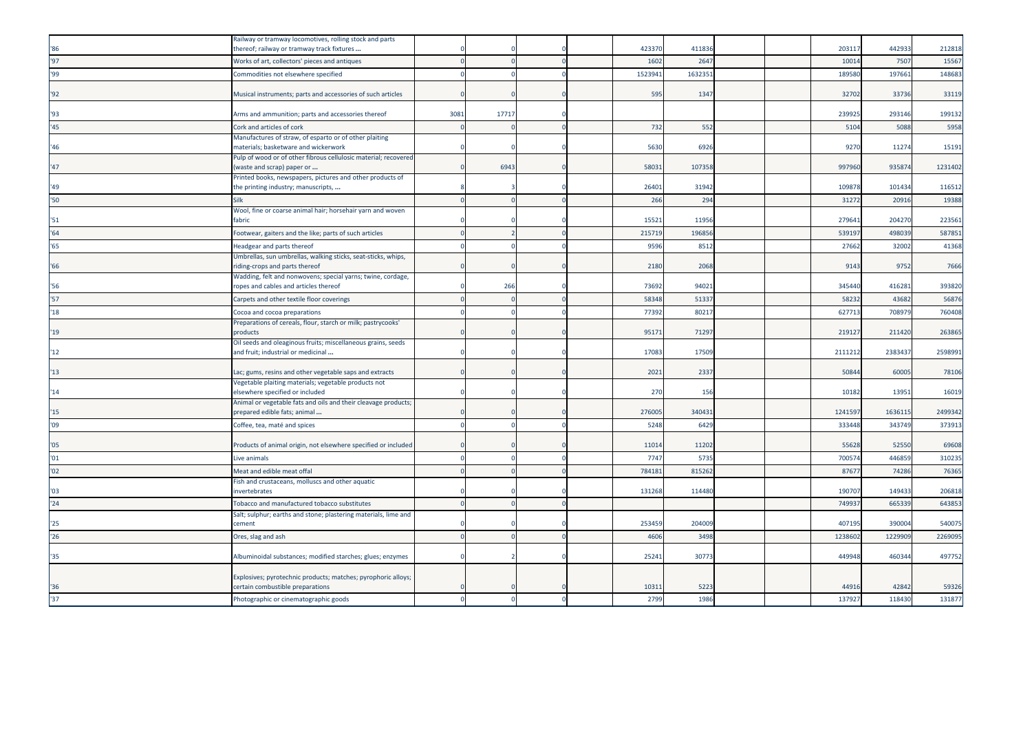| | | | | | | | | | | | | |
|---|---|---|---|---|---|---|---|---|---|---|---|---|
| '86 | Railway or tramway locomotives, rolling stock and parts thereof; railway or tramway track fixtures ... | 0 | 0 | 0 | | 423370 | 411836 | | | 203117 | 442933 | 212818 |
| '97 | Works of art, collectors' pieces and antiques | 0 | 0 | 0 | | 1602 | 2647 | | | 10014 | 7507 | 15567 |
| '99 | Commodities not elsewhere specified | 0 | 0 | 0 | | 1523941 | 1632351 | | | 189580 | 197661 | 148683 |
| '92 | Musical instruments; parts and accessories of such articles | 0 | 0 | 0 | | 595 | 1347 | | | 32702 | 33736 | 33119 |
| '93 | Arms and ammunition; parts and accessories thereof | 3081 | 17717 | 0 | | | | | | 239925 | 293146 | 199132 |
| '45 | Cork and articles of cork | 0 | 0 | 0 | | 732 | 552 | | | 5104 | 5088 | 5958 |
| '46 | Manufactures of straw, of esparto or of other plaiting materials; basketware and wickerwork | 0 | 0 | 0 | | 5630 | 6926 | | | 9270 | 11274 | 15191 |
| '47 | Pulp of wood or of other fibrous cellulosic material; recovered (waste and scrap) paper or ... | 0 | 6943 | 0 | | 58031 | 107358 | | | 997960 | 935874 | 1231402 |
| '49 | Printed books, newspapers, pictures and other products of the printing industry; manuscripts, ... | 8 | 3 | 0 | | 26401 | 31942 | | | 109878 | 101434 | 116512 |
| '50 | Silk | 0 | 0 | 0 | | 266 | 294 | | | 31272 | 20916 | 19388 |
| '51 | Wool, fine or coarse animal hair; horsehair yarn and woven fabric | 0 | 0 | 0 | | 15521 | 11956 | | | 279641 | 204270 | 223561 |
| '64 | Footwear, gaiters and the like; parts of such articles | 0 | 2 | 0 | | 215719 | 196856 | | | 539197 | 498039 | 587851 |
| '65 | Headgear and parts thereof | 0 | 0 | 0 | | 9596 | 8512 | | | 27662 | 32002 | 41368 |
| '66 | Umbrellas, sun umbrellas, walking sticks, seat-sticks, whips, riding-crops and parts thereof | 0 | 0 | 0 | | 2180 | 2068 | | | 9143 | 9752 | 7666 |
| '56 | Wadding, felt and nonwovens; special yarns; twine, cordage, ropes and cables and articles thereof | 0 | 266 | 0 | | 73692 | 94021 | | | 345440 | 416281 | 393820 |
| '57 | Carpets and other textile floor coverings | 0 | 0 | 0 | | 58348 | 51337 | | | 58232 | 43682 | 56876 |
| '18 | Cocoa and cocoa preparations | 0 | 0 | 0 | | 77392 | 80217 | | | 627713 | 708979 | 760408 |
| '19 | Preparations of cereals, flour, starch or milk; pastrycooks' products | 0 | 0 | 0 | | 95171 | 71297 | | | 219127 | 211420 | 263865 |
| '12 | Oil seeds and oleaginous fruits; miscellaneous grains, seeds and fruit; industrial or medicinal ... | 0 | 0 | 0 | | 17083 | 17509 | | | 2111212 | 2383437 | 2598991 |
| '13 | Lac; gums, resins and other vegetable saps and extracts | 0 | 0 | 0 | | 2021 | 2337 | | | 50844 | 60005 | 78106 |
| '14 | Vegetable plaiting materials; vegetable products not elsewhere specified or included | 0 | 0 | 0 | | 270 | 156 | | | 10182 | 13951 | 16019 |
| '15 | Animal or vegetable fats and oils and their cleavage products; prepared edible fats; animal ... | 0 | 0 | 0 | | 276005 | 340431 | | | 1241597 | 1636115 | 2499342 |
| '09 | Coffee, tea, maté and spices | 0 | 0 | 0 | | 5248 | 6429 | | | 333448 | 343749 | 373913 |
| '05 | Products of animal origin, not elsewhere specified or included | 0 | 0 | 0 | | 11014 | 11202 | | | 55628 | 52550 | 69608 |
| '01 | Live animals | 0 | 0 | 0 | | 7747 | 5735 | | | 700574 | 446859 | 310235 |
| '02 | Meat and edible meat offal | 0 | 0 | 0 | | 784181 | 815262 | | | 87677 | 74286 | 76365 |
| '03 | Fish and crustaceans, molluscs and other aquatic invertebrates | 0 | 0 | 0 | | 131268 | 114480 | | | 190707 | 149433 | 206818 |
| '24 | Tobacco and manufactured tobacco substitutes | 0 | 0 | 0 | | | | | | 749937 | 665339 | 643853 |
| '25 | Salt; sulphur; earths and stone; plastering materials, lime and cement | 0 | 0 | 0 | | 253459 | 204009 | | | 407195 | 390004 | 540075 |
| '26 | Ores, slag and ash | 0 | 0 | 0 | | 4606 | 3498 | | | 1238602 | 1229909 | 2269095 |
| '35 | Albuminoidal substances; modified starches; glues; enzymes | 0 | 2 | 0 | | 25241 | 30773 | | | 449948 | 460344 | 497752 |
| '36 | Explosives; pyrotechnic products; matches; pyrophoric alloys; certain combustible preparations | 0 | 0 | 0 | | 10311 | 5223 | | | 44916 | 42842 | 59326 |
| '37 | Photographic or cinematographic goods | 0 | 0 | 0 | | 2799 | 1986 | | | 137927 | 118430 | 131877 |